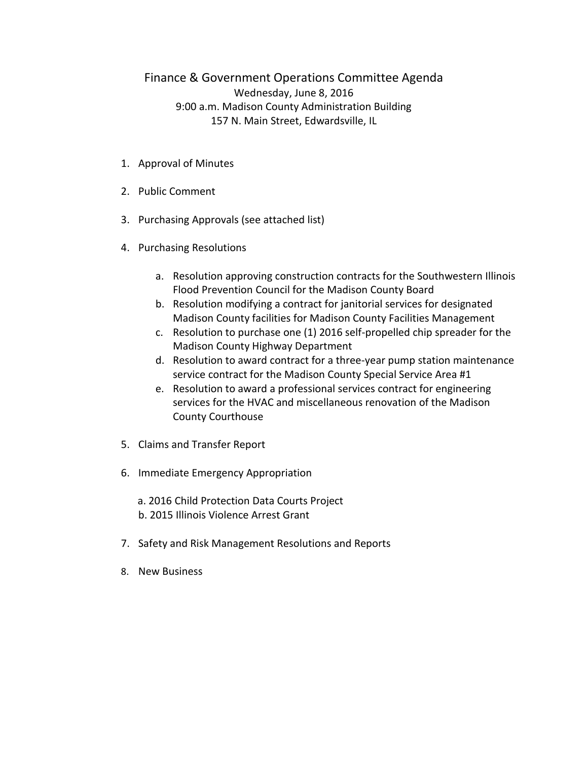# Finance & Government Operations Committee Agenda

Wednesday, June 8, 2016
9:00 a.m. Madison County Administration Building
157 N. Main Street, Edwardsville, IL

1. Approval of Minutes

2. Public Comment

3. Purchasing Approvals (see attached list)

4. Purchasing Resolutions

    a. Resolution approving construction contracts for the Southwestern Illinois Flood Prevention Council for the Madison County Board
    b. Resolution modifying a contract for janitorial services for designated Madison County facilities for Madison County Facilities Management
    c. Resolution to purchase one (1) 2016 self-propelled chip spreader for the Madison County Highway Department
    d. Resolution to award contract for a three-year pump station maintenance service contract for the Madison County Special Service Area #1
    e. Resolution to award a professional services contract for engineering services for the HVAC and miscellaneous renovation of the Madison County Courthouse

5. Claims and Transfer Report

6. Immediate Emergency Appropriation

    a. 2016 Child Protection Data Courts Project
    b. 2015 Illinois Violence Arrest Grant

7. Safety and Risk Management Resolutions and Reports

8. New Business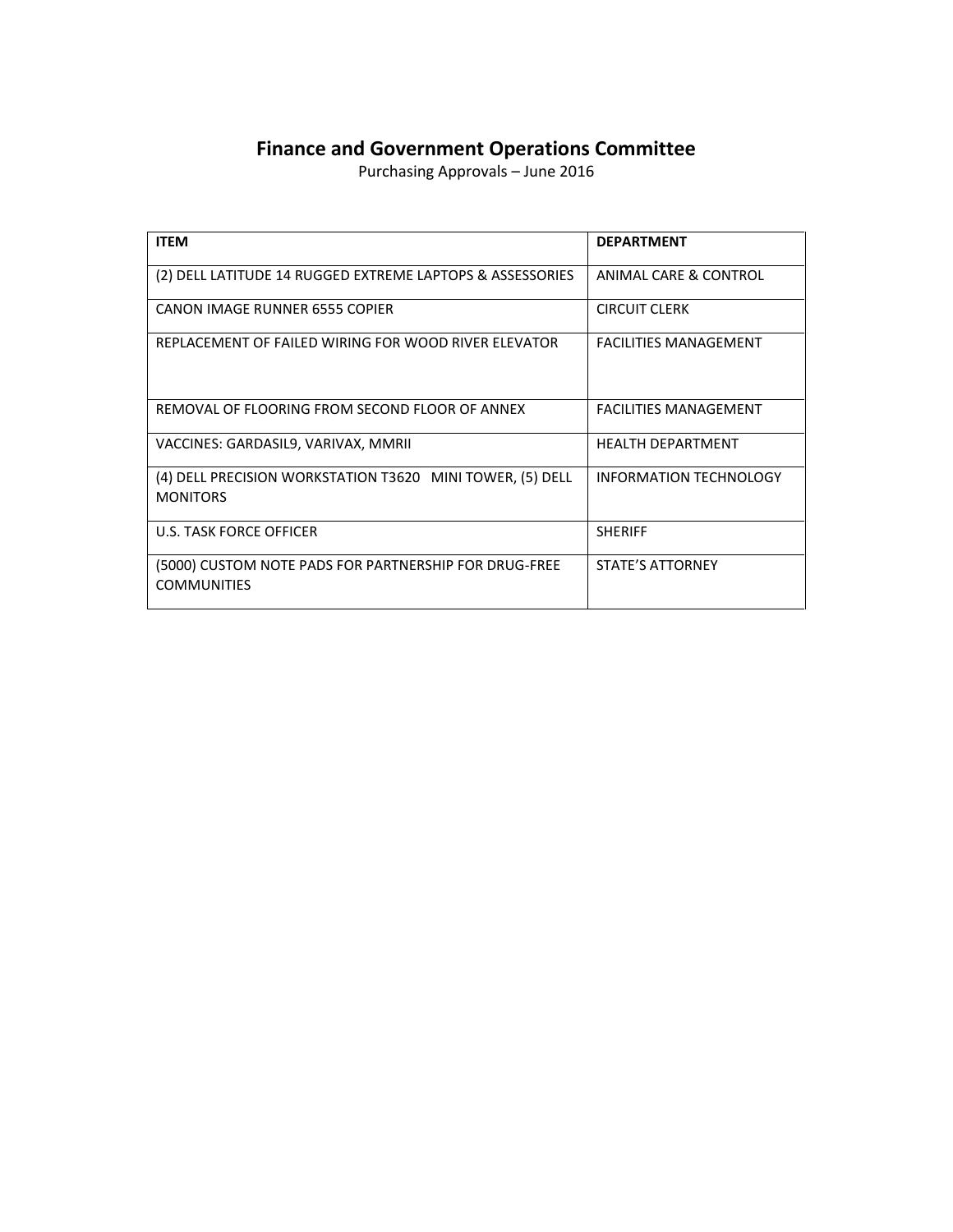## Finance and Government Operations Committee

Purchasing Approvals – June 2016

| ITEM | DEPARTMENT |
|---|---|
| (2) DELL LATITUDE 14 RUGGED EXTREME LAPTOPS & ASSESSORIES | ANIMAL CARE & CONTROL |
| CANON IMAGE RUNNER 6555 COPIER | CIRCUIT CLERK |
| REPLACEMENT OF FAILED WIRING FOR WOOD RIVER ELEVATOR | FACILITIES MANAGEMENT |
| REMOVAL OF FLOORING FROM SECOND FLOOR OF ANNEX | FACILITIES MANAGEMENT |
| VACCINES: GARDASIL9, VARIVAX, MMRII | HEALTH DEPARTMENT |
| (4) DELL PRECISION WORKSTATION T3620 MINI TOWER, (5) DELL MONITORS | INFORMATION TECHNOLOGY |
| U.S. TASK FORCE OFFICER | SHERIFF |
| (5000) CUSTOM NOTE PADS FOR PARTNERSHIP FOR DRUG-FREE COMMUNITIES | STATE'S ATTORNEY |